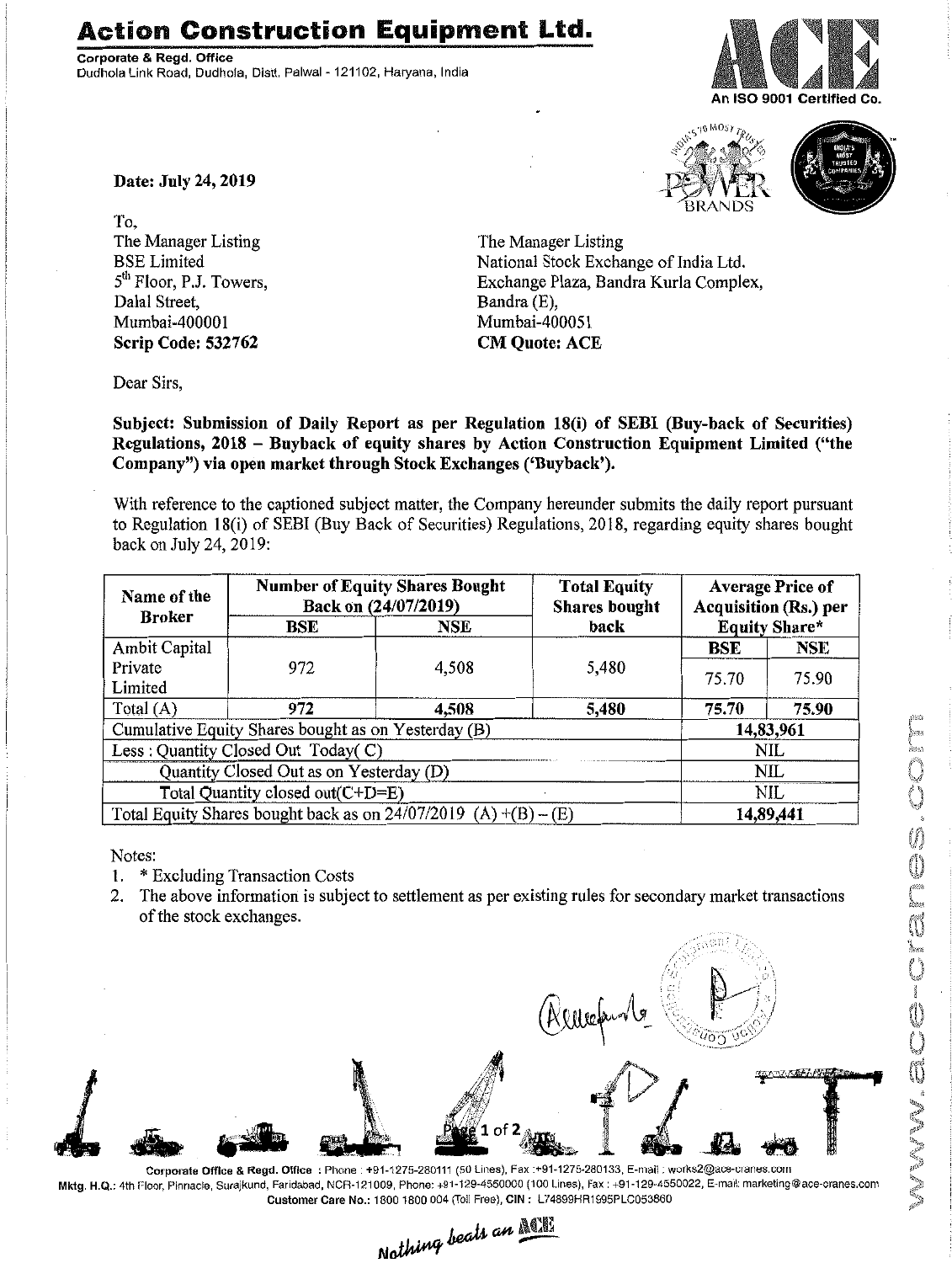# Action Construction Equipment Ltd.

**Corporate & Regd. Office**
Dudhola Link Road, Dudhola, Distt. Palwal - 121102, Haryana, India

An ISO 9001 Certified Co.

**Date: July 24, 2019**

To,
The Manager Listing
BSE Limited
5th Floor, P.J. Towers,
Dalal Street,
Mumbai-400001
**Scrip Code: 532762**

The Manager Listing
National Stock Exchange of India Ltd.
Exchange Plaza, Bandra Kurla Complex,
Bandra (E),
Mumbai-400051
**CM Quote: ACE**

Dear Sirs,

**Subject: Submission of Daily Report as per Regulation 18(i) of SEBI (Buy-back of Securities) Regulations, 2018 – Buyback of equity shares by Action Construction Equipment Limited ("the Company") via open market through Stock Exchanges ('Buyback').**

With reference to the captioned subject matter, the Company hereunder submits the daily report pursuant to Regulation 18(i) of SEBI (Buy Back of Securities) Regulations, 2018, regarding equity shares bought back on July 24, 2019:

| Name of the Broker | Number of Equity Shares Bought Back on (24/07/2019) | | Total Equity Shares bought back | Average Price of Acquisition (Rs.) per Equity Share* | |
|---|---|---|---|---|---|
| | BSE | NSE | | BSE | NSE |
| Ambit Capital Private Limited | 972 | 4,508 | 5,480 | 75.70 | 75.90 |
| Total (A) | **972** | **4,508** | **5,480** | **75.70** | **75.90** |
| Cumulative Equity Shares bought as on Yesterday (B) | | | | **14,83,961** | |
| Less : Quantity Closed Out Today( C) | | | | NIL | |
| Quantity Closed Out as on Yesterday (D) | | | | NIL | |
| Total Quantity closed out(C+D=E) | | | | NIL | |
| Total Equity Shares bought back as on 24/07/2019 (A) +(B) – (E) | | | | **14,89,441** | |

Notes:

1. * Excluding Transaction Costs
2. The above information is subject to settlement as per existing rules for secondary market transactions of the stock exchanges.

Corporate Office & Regd. Office : Phone : +91-1275-280111 (50 Lines), Fax :+91-1275-280133, E-mail : works2@ace-cranes.com
Mktg. H.Q.: 4th Floor, Pinnacle, Surajkund, Faridabad, NCR-121009, Phone: +91-129-4550000 (100 Lines), Fax : +91-129-4550022, E-mail: marketing@ace-cranes.com
Customer Care No.: 1800 1800 004 (Toll Free), CIN : L74899HR1995PLC053860

*Nothing beats an ACE*

www.ace-cranes.com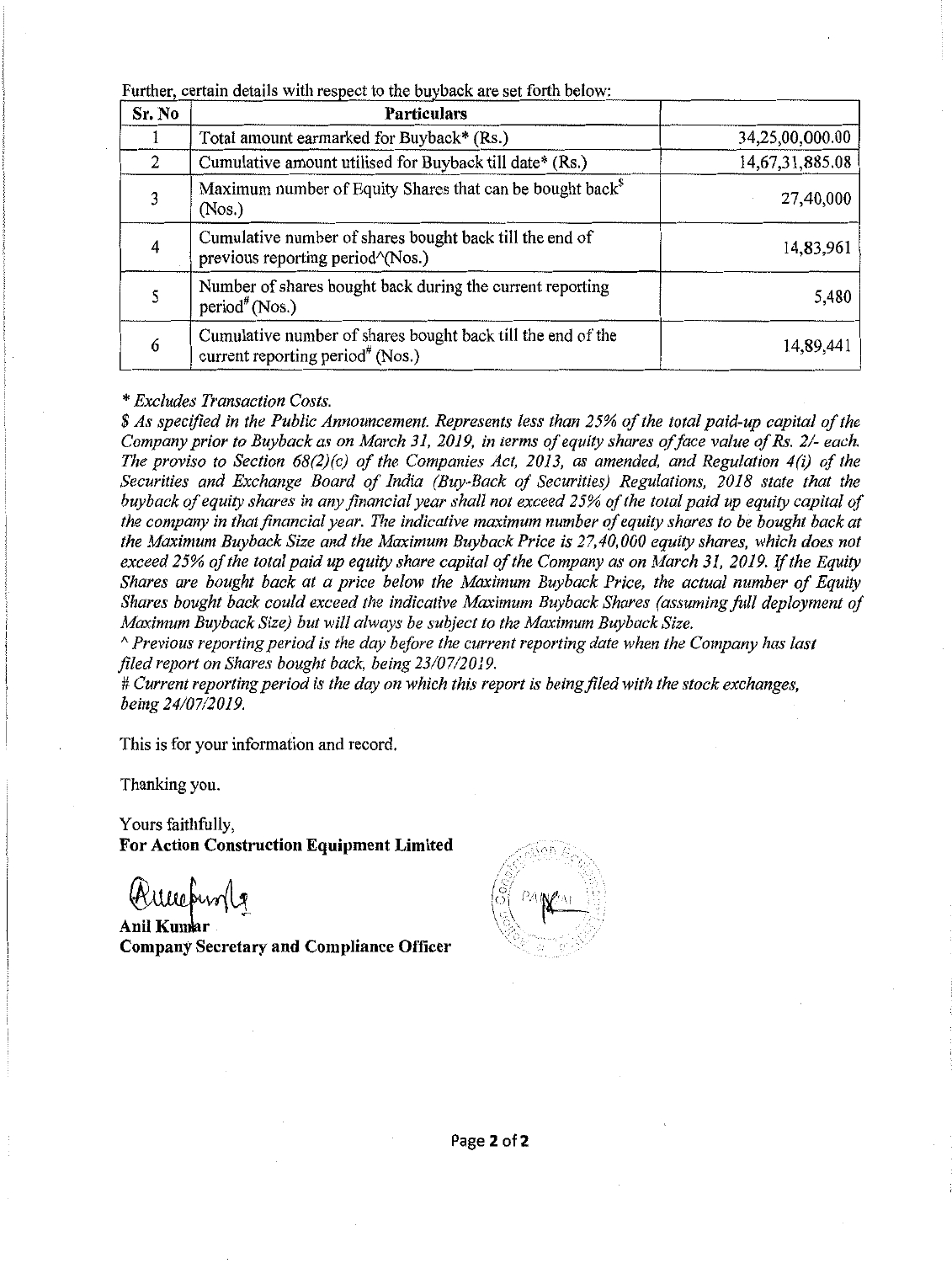Further, certain details with respect to the buyback are set forth below:

| Sr. No | Particulars | |
|---|---|---|
| 1 | Total amount earmarked for Buyback* (Rs.) | 34,25,00,000.00 |
| 2 | Cumulative amount utilised for Buyback till date* (Rs.) | 14,67,31,885.08 |
| 3 | Maximum number of Equity Shares that can be bought back$ (Nos.) | 27,40,000 |
| 4 | Cumulative number of shares bought back till the end of previous reporting period^(Nos.) | 14,83,961 |
| 5 | Number of shares bought back during the current reporting period# (Nos.) | 5,480 |
| 6 | Cumulative number of shares bought back till the end of the current reporting period# (Nos.) | 14,89,441 |

*\* Excludes Transaction Costs.*

*$ As specified in the Public Announcement. Represents less than 25% of the total paid-up capital of the Company prior to Buyback as on March 31, 2019, in terms of equity shares of face value of Rs. 2/- each. The proviso to Section 68(2)(c) of the Companies Act, 2013, as amended, and Regulation 4(i) of the Securities and Exchange Board of India (Buy-Back of Securities) Regulations, 2018 state that the buyback of equity shares in any financial year shall not exceed 25% of the total paid up equity capital of the company in that financial year. The indicative maximum number of equity shares to be bought back at the Maximum Buyback Size and the Maximum Buyback Price is 27,40,000 equity shares, which does not exceed 25% of the total paid up equity share capital of the Company as on March 31, 2019. If the Equity Shares are bought back at a price below the Maximum Buyback Price, the actual number of Equity Shares bought back could exceed the indicative Maximum Buyback Shares (assuming full deployment of Maximum Buyback Size) but will always be subject to the Maximum Buyback Size.*

*^ Previous reporting period is the day before the current reporting date when the Company has last filed report on Shares bought back, being 23/07/2019.*

*# Current reporting period is the day on which this report is being filed with the stock exchanges, being 24/07/2019.*

This is for your information and record.

Thanking you.

Yours faithfully,
**For Action Construction Equipment Limited**

**Anil Kumar**
**Company Secretary and Compliance Officer**